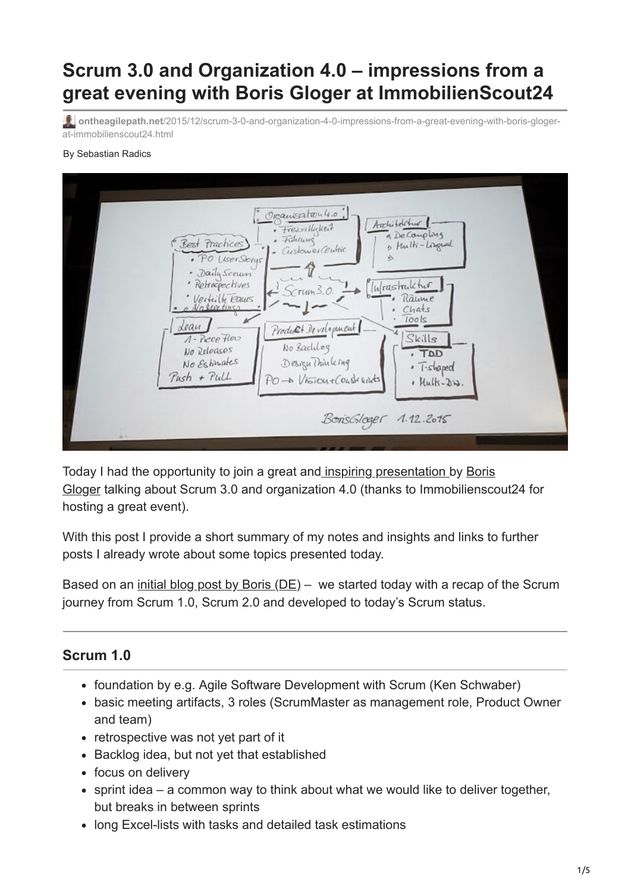# Scrum 3.0 and Organization 4.0 – impressions from a great evening with Boris Gloger at ImmobilienScout24

**ontheagilepath.net**/2015/12/scrum-3-0-and-organization-4-0-impressions-from-a-great-evening-with-boris-gloger-at-immobilienscout24.html

By Sebastian Radics

Today I had the opportunity to join a great and inspiring presentation by Boris Gloger talking about Scrum 3.0 and organization 4.0 (thanks to Immobilienscout24 for hosting a great event).

With this post I provide a short summary of my notes and insights and links to further posts I already wrote about some topics presented today.

Based on an initial blog post by Boris (DE) – we started today with a recap of the Scrum journey from Scrum 1.0, Scrum 2.0 and developed to today's Scrum status.

## Scrum 1.0

- foundation by e.g. Agile Software Development with Scrum (Ken Schwaber)
- basic meeting artifacts, 3 roles (ScrumMaster as management role, Product Owner and team)
- retrospective was not yet part of it
- Backlog idea, but not yet that established
- focus on delivery
- sprint idea – a common way to think about what we would like to deliver together, but breaks in between sprints
- long Excel-lists with tasks and detailed task estimations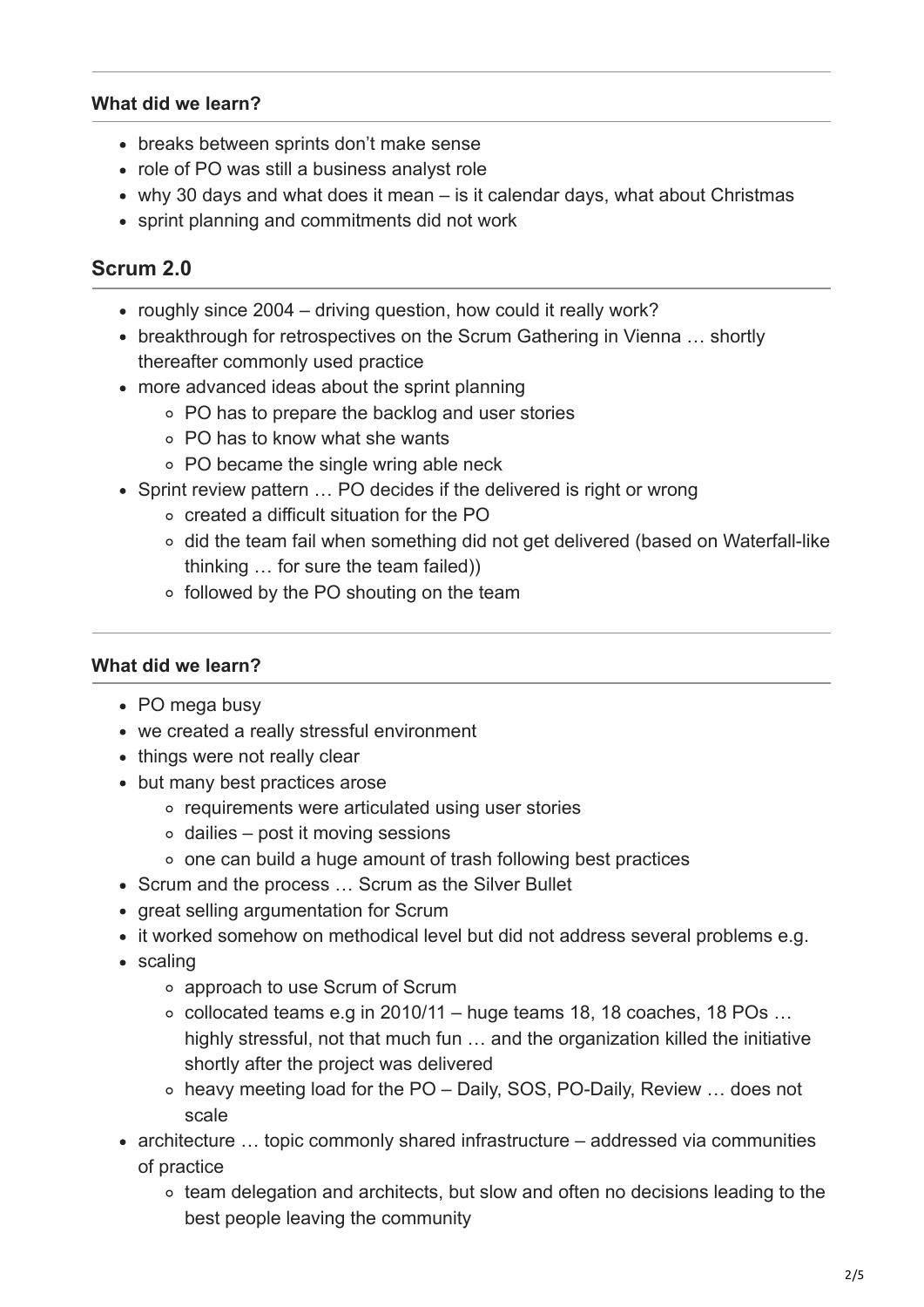### What did we learn?

- breaks between sprints don't make sense
- role of PO was still a business analyst role
- why 30 days and what does it mean – is it calendar days, what about Christmas
- sprint planning and commitments did not work

## Scrum 2.0

- roughly since 2004 – driving question, how could it really work?
- breakthrough for retrospectives on the Scrum Gathering in Vienna … shortly thereafter commonly used practice
- more advanced ideas about the sprint planning
  - PO has to prepare the backlog and user stories
  - PO has to know what she wants
  - PO became the single wring able neck
- Sprint review pattern … PO decides if the delivered is right or wrong
  - created a difficult situation for the PO
  - did the team fail when something did not get delivered (based on Waterfall-like thinking … for sure the team failed))
  - followed by the PO shouting on the team

### What did we learn?

- PO mega busy
- we created a really stressful environment
- things were not really clear
- but many best practices arose
  - requirements were articulated using user stories
  - dailies – post it moving sessions
  - one can build a huge amount of trash following best practices
- Scrum and the process … Scrum as the Silver Bullet
- great selling argumentation for Scrum
- it worked somehow on methodical level but did not address several problems e.g.
- scaling
  - approach to use Scrum of Scrum
  - collocated teams e.g in 2010/11 – huge teams 18, 18 coaches, 18 POs … highly stressful, not that much fun … and the organization killed the initiative shortly after the project was delivered
  - heavy meeting load for the PO – Daily, SOS, PO-Daily, Review … does not scale
- architecture … topic commonly shared infrastructure – addressed via communities of practice
  - team delegation and architects, but slow and often no decisions leading to the best people leaving the community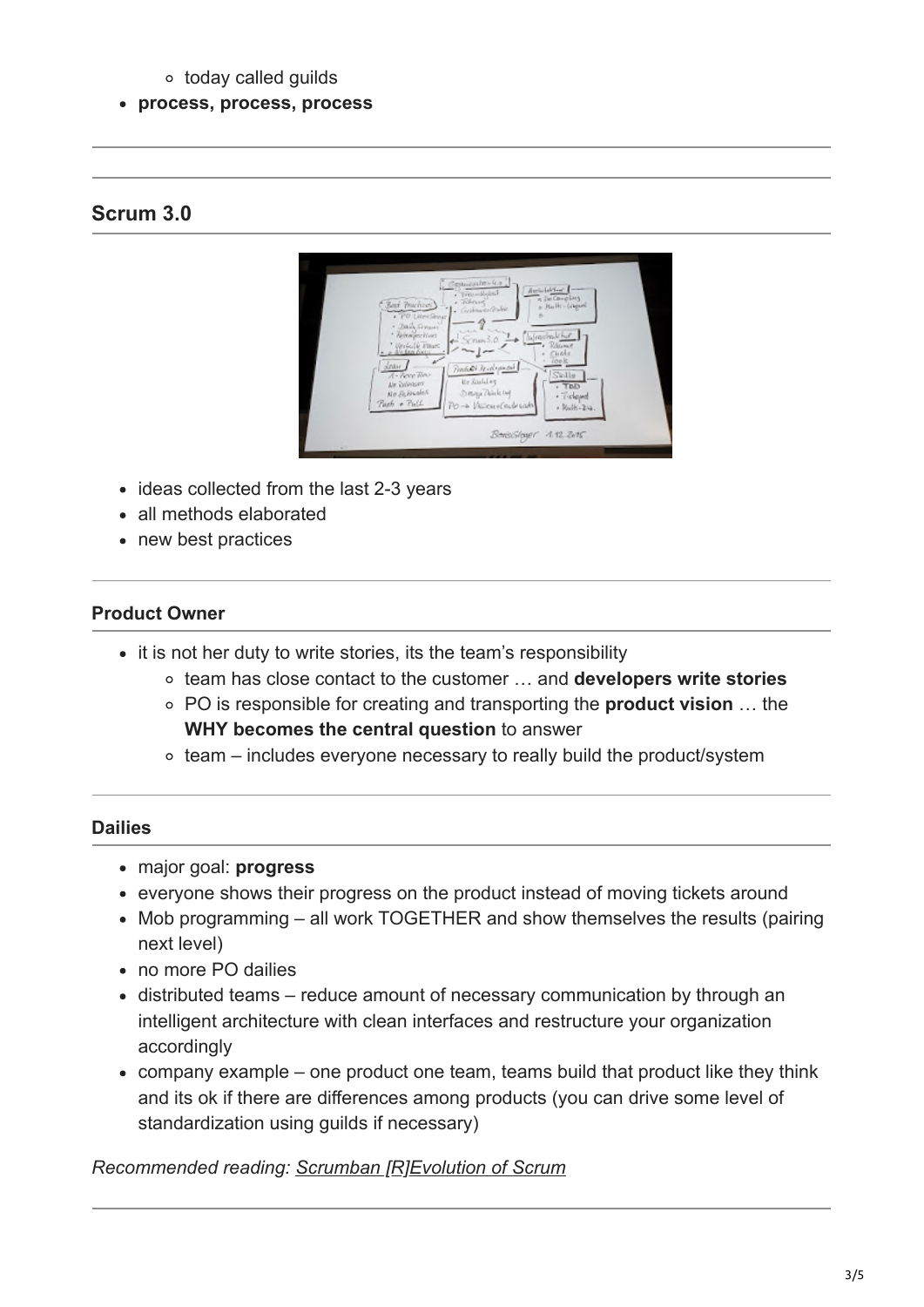- today called guilds
- **process, process, process**

---

---

## Scrum 3.0

- ideas collected from the last 2-3 years
- all methods elaborated
- new best practices

---

### Product Owner

- it is not her duty to write stories, its the team's responsibility
  - team has close contact to the customer … and **developers write stories**
  - PO is responsible for creating and transporting the **product vision** … the **WHY becomes the central question** to answer
  - team – includes everyone necessary to really build the product/system

---

### Dailies

- major goal: **progress**
- everyone shows their progress on the product instead of moving tickets around
- Mob programming – all work TOGETHER and show themselves the results (pairing next level)
- no more PO dailies
- distributed teams – reduce amount of necessary communication by through an intelligent architecture with clean interfaces and restructure your organization accordingly
- company example – one product one team, teams build that product like they think and its ok if there are differences among products (you can drive some level of standardization using guilds if necessary)

*Recommended reading: Scrumban [R]Evolution of Scrum*

---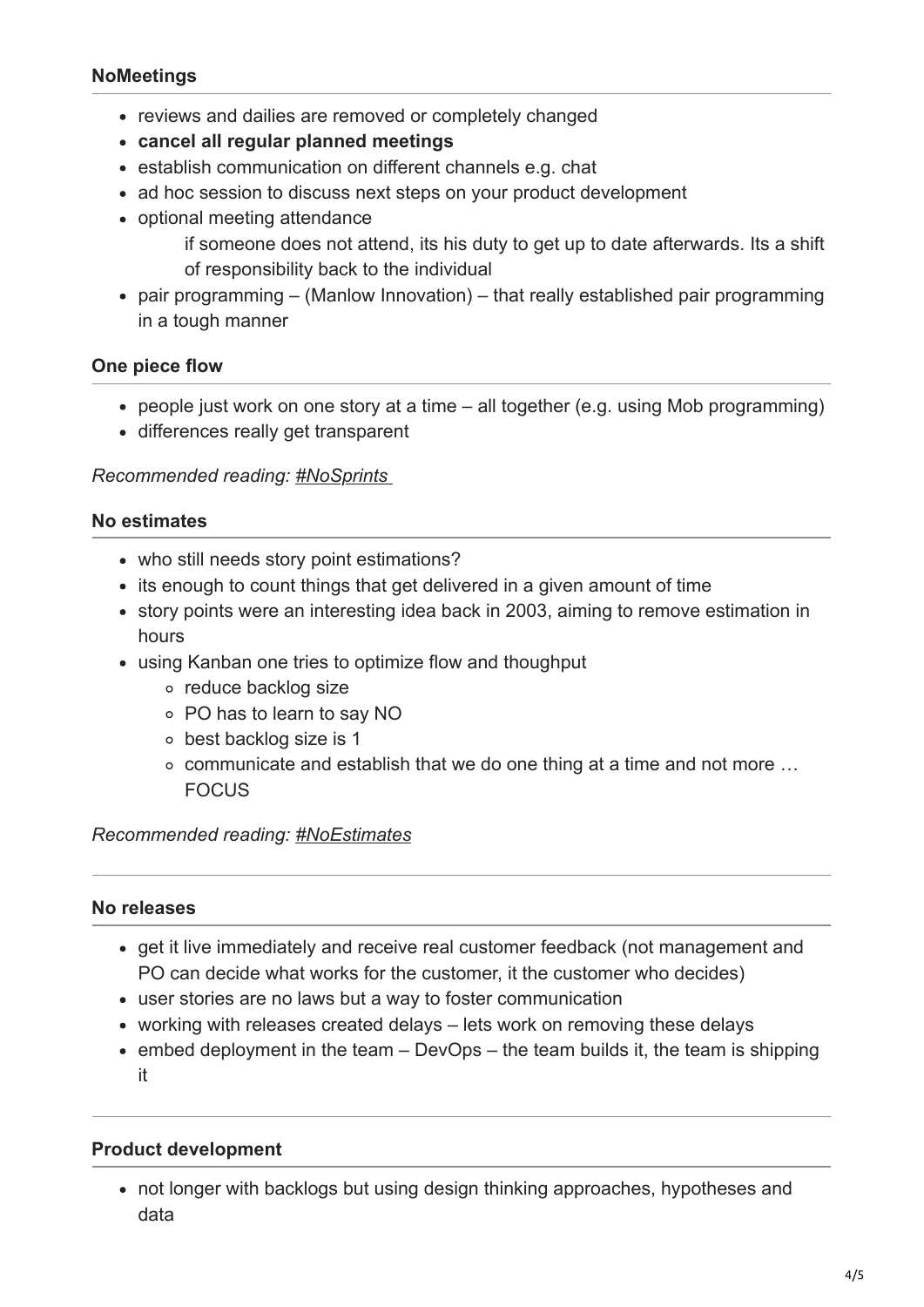### NoMeetings

- reviews and dailies are removed or completely changed
- **cancel all regular planned meetings**
- establish communication on different channels e.g. chat
- ad hoc session to discuss next steps on your product development
- optional meeting attendance

  if someone does not attend, its his duty to get up to date afterwards. Its a shift of responsibility back to the individual
- pair programming – (Manlow Innovation) – that really established pair programming in a tough manner

### One piece flow

- people just work on one story at a time – all together (e.g. using Mob programming)
- differences really get transparent

*Recommended reading: #NoSprints*

### No estimates

- who still needs story point estimations?
- its enough to count things that get delivered in a given amount of time
- story points were an interesting idea back in 2003, aiming to remove estimation in hours
- using Kanban one tries to optimize flow and thoughput
  - reduce backlog size
  - PO has to learn to say NO
  - best backlog size is 1
  - communicate and establish that we do one thing at a time and not more … FOCUS

*Recommended reading: #NoEstimates*

---

### No releases

- get it live immediately and receive real customer feedback (not management and PO can decide what works for the customer, it the customer who decides)
- user stories are no laws but a way to foster communication
- working with releases created delays – lets work on removing these delays
- embed deployment in the team – DevOps – the team builds it, the team is shipping it

---

### Product development

- not longer with backlogs but using design thinking approaches, hypotheses and data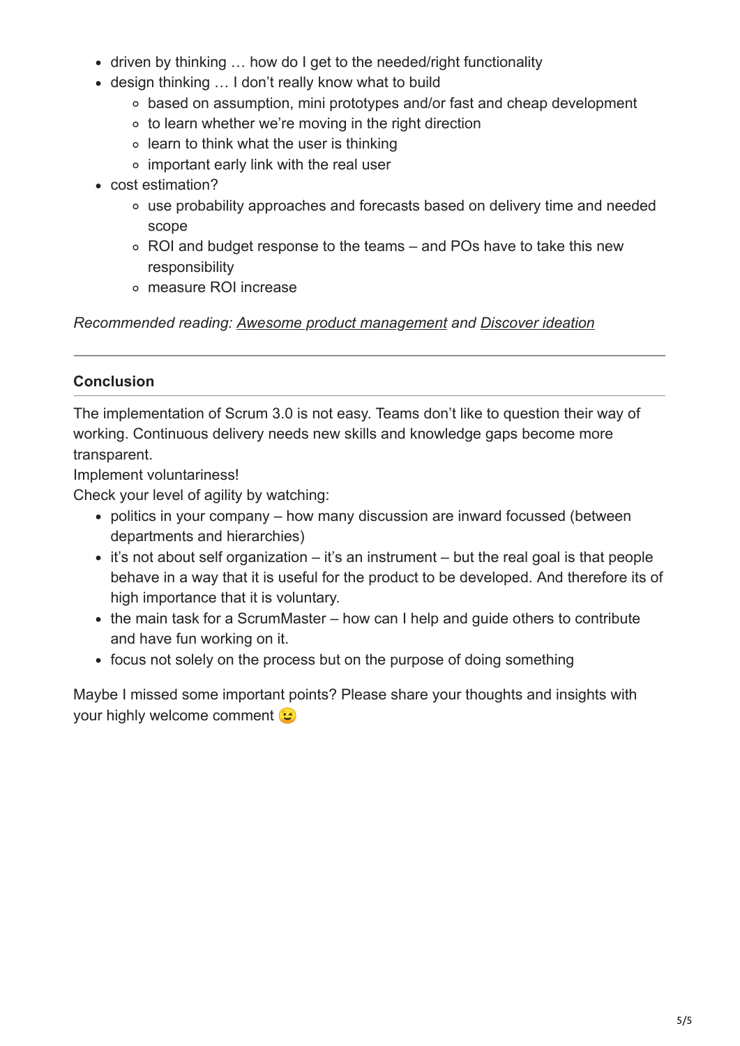- driven by thinking … how do I get to the needed/right functionality
- design thinking … I don't really know what to build
  - based on assumption, mini prototypes and/or fast and cheap development
  - to learn whether we're moving in the right direction
  - learn to think what the user is thinking
  - important early link with the real user
- cost estimation?
  - use probability approaches and forecasts based on delivery time and needed scope
  - ROI and budget response to the teams – and POs have to take this new responsibility
  - measure ROI increase

*Recommended reading: Awesome product management and Discover ideation*

---

**Conclusion**

The implementation of Scrum 3.0 is not easy. Teams don't like to question their way of working. Continuous delivery needs new skills and knowledge gaps become more transparent.
Implement voluntariness!
Check your level of agility by watching:

- politics in your company – how many discussion are inward focussed (between departments and hierarchies)
- it's not about self organization – it's an instrument – but the real goal is that people behave in a way that it is useful for the product to be developed. And therefore its of high importance that it is voluntary.
- the main task for a ScrumMaster – how can I help and guide others to contribute and have fun working on it.
- focus not solely on the process but on the purpose of doing something

Maybe I missed some important points? Please share your thoughts and insights with your highly welcome comment 😉